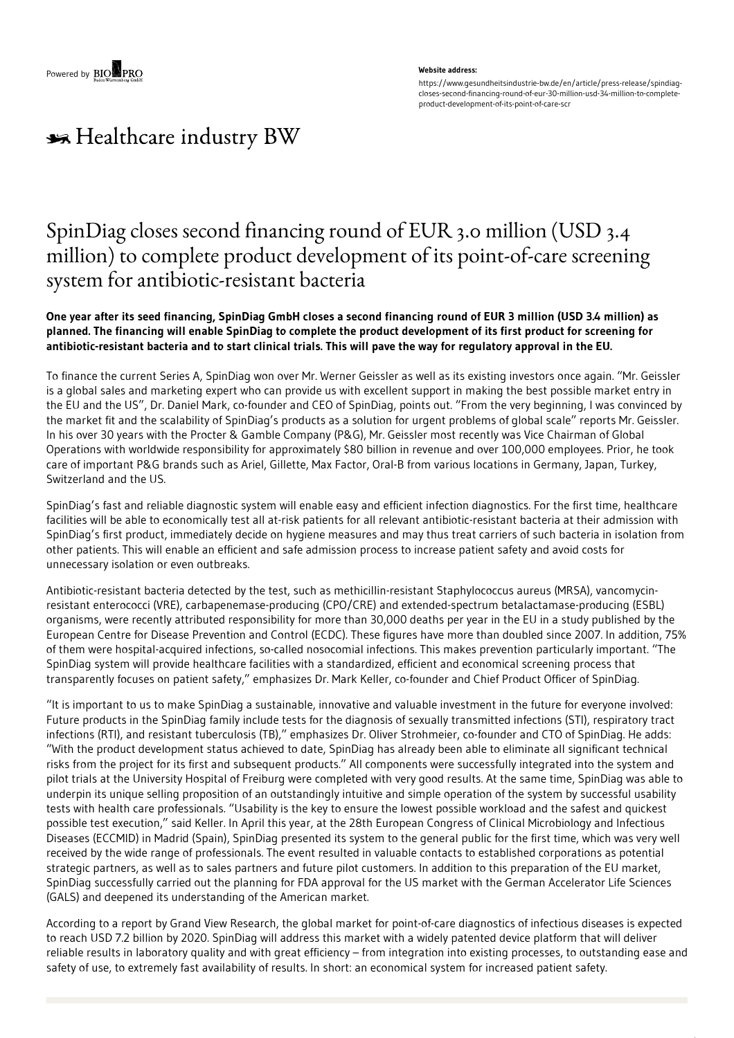Website address:

https://www.gesundheitsindustrie-bw.de/en/article/press-release/spindiag-closes-second-financing-round-of-eur-30-million-usd-34-million-to-complete-product-development-of-its-point-of-care-scr

# SpinDiag closes second financing round of EUR 3.0 million (USD 3.4 million) to complete product development of its point-of-care screening system for antibiotic-resistant bacteria

**One year after its seed financing, SpinDiag GmbH closes a second financing round of EUR 3 million (USD 3.4 million) as planned. The financing will enable SpinDiag to complete the product development of its first product for screening for antibiotic-resistant bacteria and to start clinical trials. This will pave the way for regulatory approval in the EU.**

To finance the current Series A, SpinDiag won over Mr. Werner Geissler as well as its existing investors once again. "Mr. Geissler is a global sales and marketing expert who can provide us with excellent support in making the best possible market entry in the EU and the US", Dr. Daniel Mark, co-founder and CEO of SpinDiag, points out. "From the very beginning, I was convinced by the market fit and the scalability of SpinDiag's products as a solution for urgent problems of global scale" reports Mr. Geissler. In his over 30 years with the Procter & Gamble Company (P&G), Mr. Geissler most recently was Vice Chairman of Global Operations with worldwide responsibility for approximately $80 billion in revenue and over 100,000 employees. Prior, he took care of important P&G brands such as Ariel, Gillette, Max Factor, Oral-B from various locations in Germany, Japan, Turkey, Switzerland and the US.

SpinDiag's fast and reliable diagnostic system will enable easy and efficient infection diagnostics. For the first time, healthcare facilities will be able to economically test all at-risk patients for all relevant antibiotic-resistant bacteria at their admission with SpinDiag's first product, immediately decide on hygiene measures and may thus treat carriers of such bacteria in isolation from other patients. This will enable an efficient and safe admission process to increase patient safety and avoid costs for unnecessary isolation or even outbreaks.

Antibiotic-resistant bacteria detected by the test, such as methicillin-resistant Staphylococcus aureus (MRSA), vancomycin-resistant enterococci (VRE), carbapenemase-producing (CPO/CRE) and extended-spectrum betalactamase-producing (ESBL) organisms, were recently attributed responsibility for more than 30,000 deaths per year in the EU in a study published by the European Centre for Disease Prevention and Control (ECDC). These figures have more than doubled since 2007. In addition, 75% of them were hospital-acquired infections, so-called nosocomial infections. This makes prevention particularly important. "The SpinDiag system will provide healthcare facilities with a standardized, efficient and economical screening process that transparently focuses on patient safety," emphasizes Dr. Mark Keller, co-founder and Chief Product Officer of SpinDiag.

"It is important to us to make SpinDiag a sustainable, innovative and valuable investment in the future for everyone involved: Future products in the SpinDiag family include tests for the diagnosis of sexually transmitted infections (STI), respiratory tract infections (RTI), and resistant tuberculosis (TB)," emphasizes Dr. Oliver Strohmeier, co-founder and CTO of SpinDiag. He adds: "With the product development status achieved to date, SpinDiag has already been able to eliminate all significant technical risks from the project for its first and subsequent products." All components were successfully integrated into the system and pilot trials at the University Hospital of Freiburg were completed with very good results. At the same time, SpinDiag was able to underpin its unique selling proposition of an outstandingly intuitive and simple operation of the system by successful usability tests with health care professionals. "Usability is the key to ensure the lowest possible workload and the safest and quickest possible test execution," said Keller. In April this year, at the 28th European Congress of Clinical Microbiology and Infectious Diseases (ECCMID) in Madrid (Spain), SpinDiag presented its system to the general public for the first time, which was very well received by the wide range of professionals. The event resulted in valuable contacts to established corporations as potential strategic partners, as well as to sales partners and future pilot customers. In addition to this preparation of the EU market, SpinDiag successfully carried out the planning for FDA approval for the US market with the German Accelerator Life Sciences (GALS) and deepened its understanding of the American market.

According to a report by Grand View Research, the global market for point-of-care diagnostics of infectious diseases is expected to reach USD 7.2 billion by 2020. SpinDiag will address this market with a widely patented device platform that will deliver reliable results in laboratory quality and with great efficiency – from integration into existing processes, to outstanding ease and safety of use, to extremely fast availability of results. In short: an economical system for increased patient safety.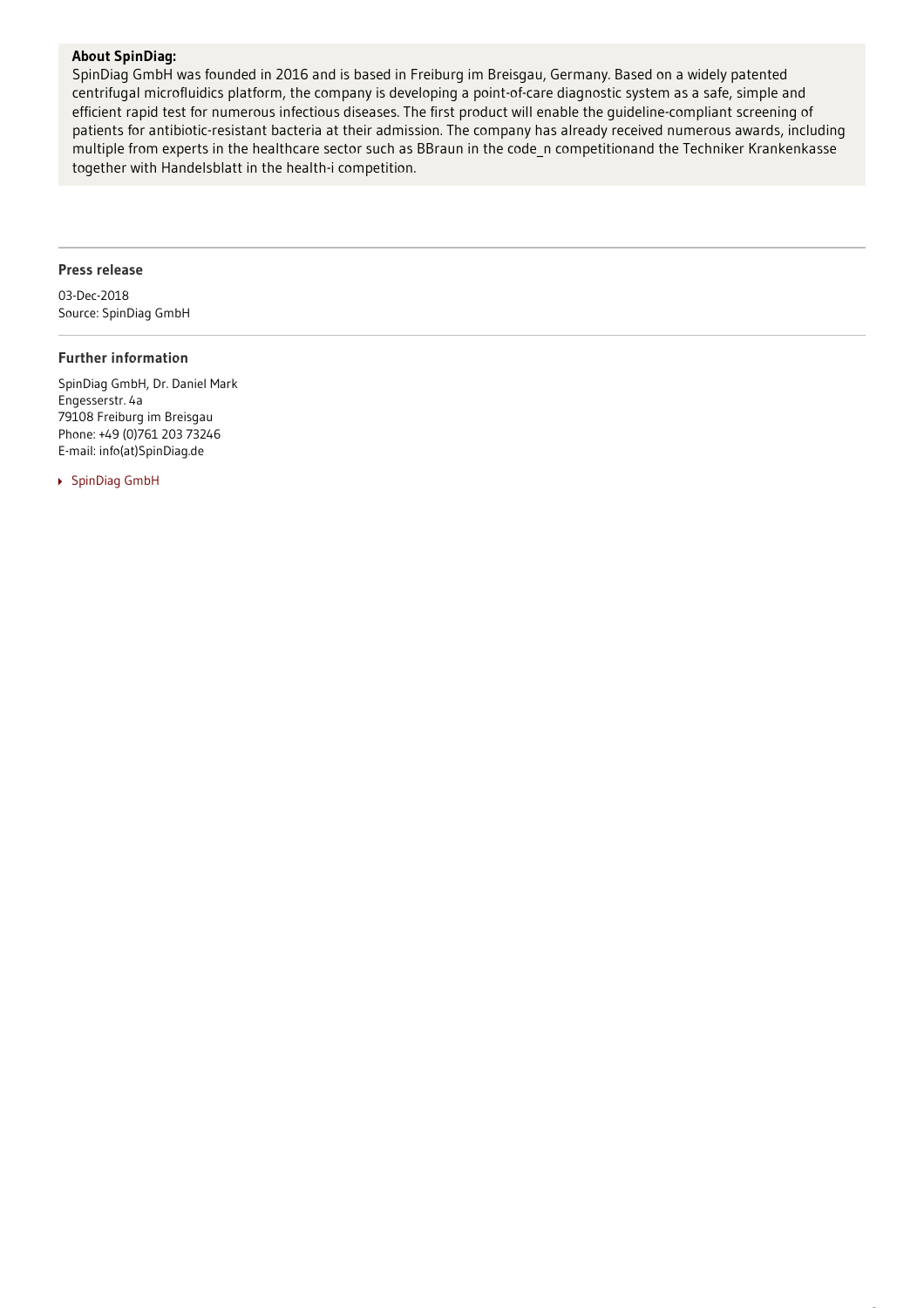**About SpinDiag:**
SpinDiag GmbH was founded in 2016 and is based in Freiburg im Breisgau, Germany. Based on a widely patented centrifugal microfluidics platform, the company is developing a point-of-care diagnostic system as a safe, simple and efficient rapid test for numerous infectious diseases. The first product will enable the guideline-compliant screening of patients for antibiotic-resistant bacteria at their admission. The company has already received numerous awards, including multiple from experts in the healthcare sector such as BBraun in the code_n competitionand the Techniker Krankenkasse together with Handelsblatt in the health-i competition.

---

### Press release

03-Dec-2018
Source: SpinDiag GmbH

---

### Further information

SpinDiag GmbH, Dr. Daniel Mark
Engesserstr. 4a
79108 Freiburg im Breisgau
Phone: +49 (0)761 203 73246
E-mail: info(at)SpinDiag.de

- SpinDiag GmbH